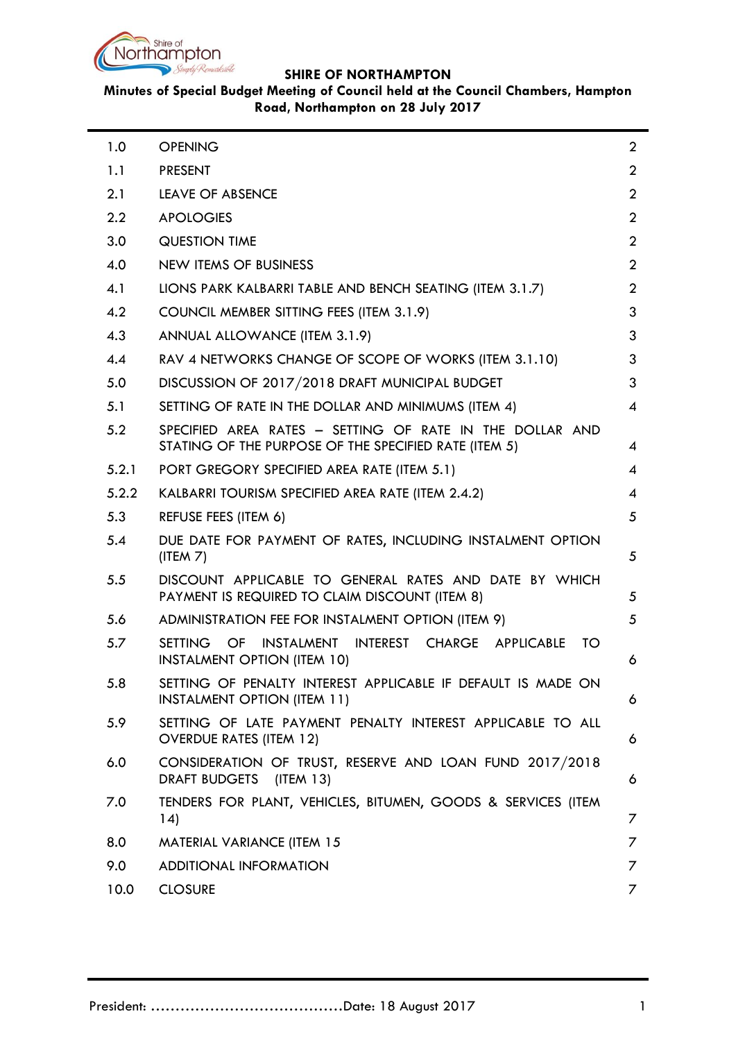**SHIRE OF NORTHAMPTON**

**Minutes of Special Budget Meeting of Council held at the Council Chambers, Hampton Road, Northampton on 28 July 2017**

| | | |
|---|---|---|
| 1.0 | OPENING | 2 |
| 1.1 | PRESENT | 2 |
| 2.1 | LEAVE OF ABSENCE | 2 |
| 2.2 | APOLOGIES | 2 |
| 3.0 | QUESTION TIME | 2 |
| 4.0 | NEW ITEMS OF BUSINESS | 2 |
| 4.1 | LIONS PARK KALBARRI TABLE AND BENCH SEATING (ITEM 3.1.7) | 2 |
| 4.2 | COUNCIL MEMBER SITTING FEES (ITEM 3.1.9) | 3 |
| 4.3 | ANNUAL ALLOWANCE (ITEM 3.1.9) | 3 |
| 4.4 | RAV 4 NETWORKS CHANGE OF SCOPE OF WORKS (ITEM 3.1.10) | 3 |
| 5.0 | DISCUSSION OF 2017/2018 DRAFT MUNICIPAL BUDGET | 3 |
| 5.1 | SETTING OF RATE IN THE DOLLAR AND MINIMUMS (ITEM 4) | 4 |
| 5.2 | SPECIFIED AREA RATES – SETTING OF RATE IN THE DOLLAR AND STATING OF THE PURPOSE OF THE SPECIFIED RATE (ITEM 5) | 4 |
| 5.2.1 | PORT GREGORY SPECIFIED AREA RATE (ITEM 5.1) | 4 |
| 5.2.2 | KALBARRI TOURISM SPECIFIED AREA RATE (ITEM 2.4.2) | 4 |
| 5.3 | REFUSE FEES (ITEM 6) | 5 |
| 5.4 | DUE DATE FOR PAYMENT OF RATES, INCLUDING INSTALMENT OPTION (ITEM 7) | 5 |
| 5.5 | DISCOUNT APPLICABLE TO GENERAL RATES AND DATE BY WHICH PAYMENT IS REQUIRED TO CLAIM DISCOUNT (ITEM 8) | 5 |
| 5.6 | ADMINISTRATION FEE FOR INSTALMENT OPTION (ITEM 9) | 5 |
| 5.7 | SETTING OF INSTALMENT INTEREST CHARGE APPLICABLE TO INSTALMENT OPTION (ITEM 10) | 6 |
| 5.8 | SETTING OF PENALTY INTEREST APPLICABLE IF DEFAULT IS MADE ON INSTALMENT OPTION (ITEM 11) | 6 |
| 5.9 | SETTING OF LATE PAYMENT PENALTY INTEREST APPLICABLE TO ALL OVERDUE RATES (ITEM 12) | 6 |
| 6.0 | CONSIDERATION OF TRUST, RESERVE AND LOAN FUND 2017/2018 DRAFT BUDGETS (ITEM 13) | 6 |
| 7.0 | TENDERS FOR PLANT, VEHICLES, BITUMEN, GOODS & SERVICES (ITEM 14) | 7 |
| 8.0 | MATERIAL VARIANCE (ITEM 15 | 7 |
| 9.0 | ADDITIONAL INFORMATION | 7 |
| 10.0 | CLOSURE | 7 |

President: ........................................Date: 18 August 2017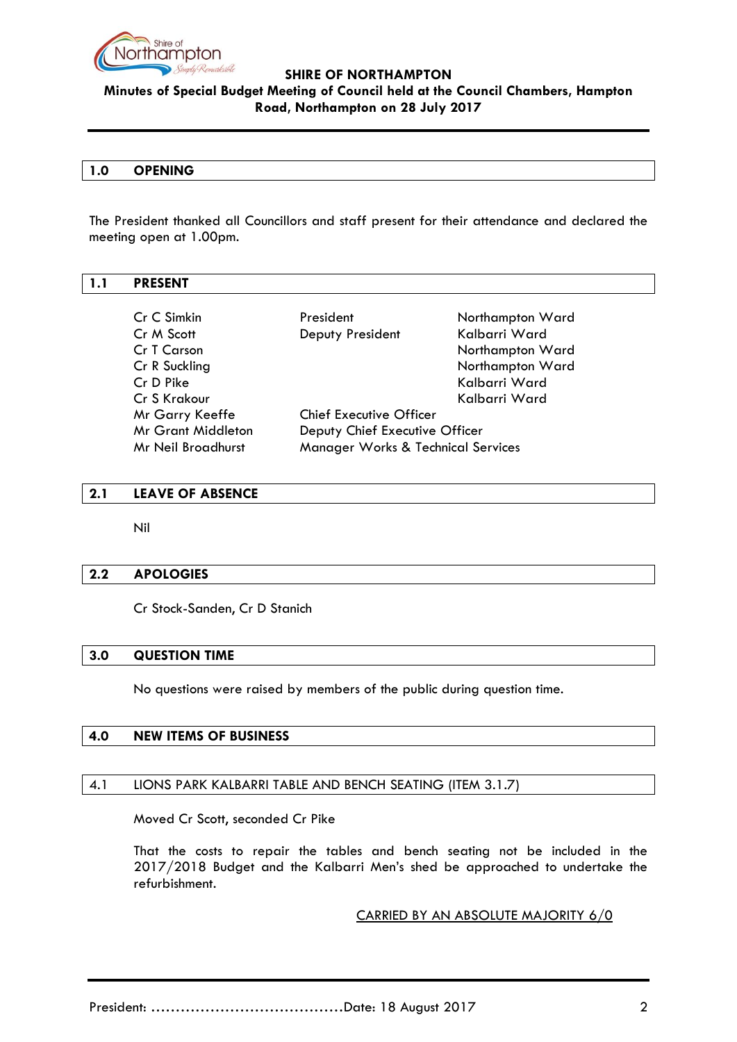**SHIRE OF NORTHAMPTON**

**Minutes of Special Budget Meeting of Council held at the Council Chambers, Hampton Road, Northampton on 28 July 2017**

## 1.0 OPENING

The President thanked all Councillors and staff present for their attendance and declared the meeting open at 1.00pm.

## 1.1 PRESENT

| | | |
|---|---|---|
| Cr C Simkin | President | Northampton Ward |
| Cr M Scott | Deputy President | Kalbarri Ward |
| Cr T Carson | | Northampton Ward |
| Cr R Suckling | | Northampton Ward |
| Cr D Pike | | Kalbarri Ward |
| Cr S Krakour | | Kalbarri Ward |
| Mr Garry Keeffe | Chief Executive Officer | |
| Mr Grant Middleton | Deputy Chief Executive Officer | |
| Mr Neil Broadhurst | Manager Works & Technical Services | |

## 2.1 LEAVE OF ABSENCE

Nil

## 2.2 APOLOGIES

Cr Stock-Sanden, Cr D Stanich

## 3.0 QUESTION TIME

No questions were raised by members of the public during question time.

## 4.0 NEW ITEMS OF BUSINESS

### 4.1 LIONS PARK KALBARRI TABLE AND BENCH SEATING (ITEM 3.1.7)

Moved Cr Scott, seconded Cr Pike

That the costs to repair the tables and bench seating not be included in the 2017/2018 Budget and the Kalbarri Men's shed be approached to undertake the refurbishment.

CARRIED BY AN ABSOLUTE MAJORITY 6/0

President: ......................................Date: 18 August 2017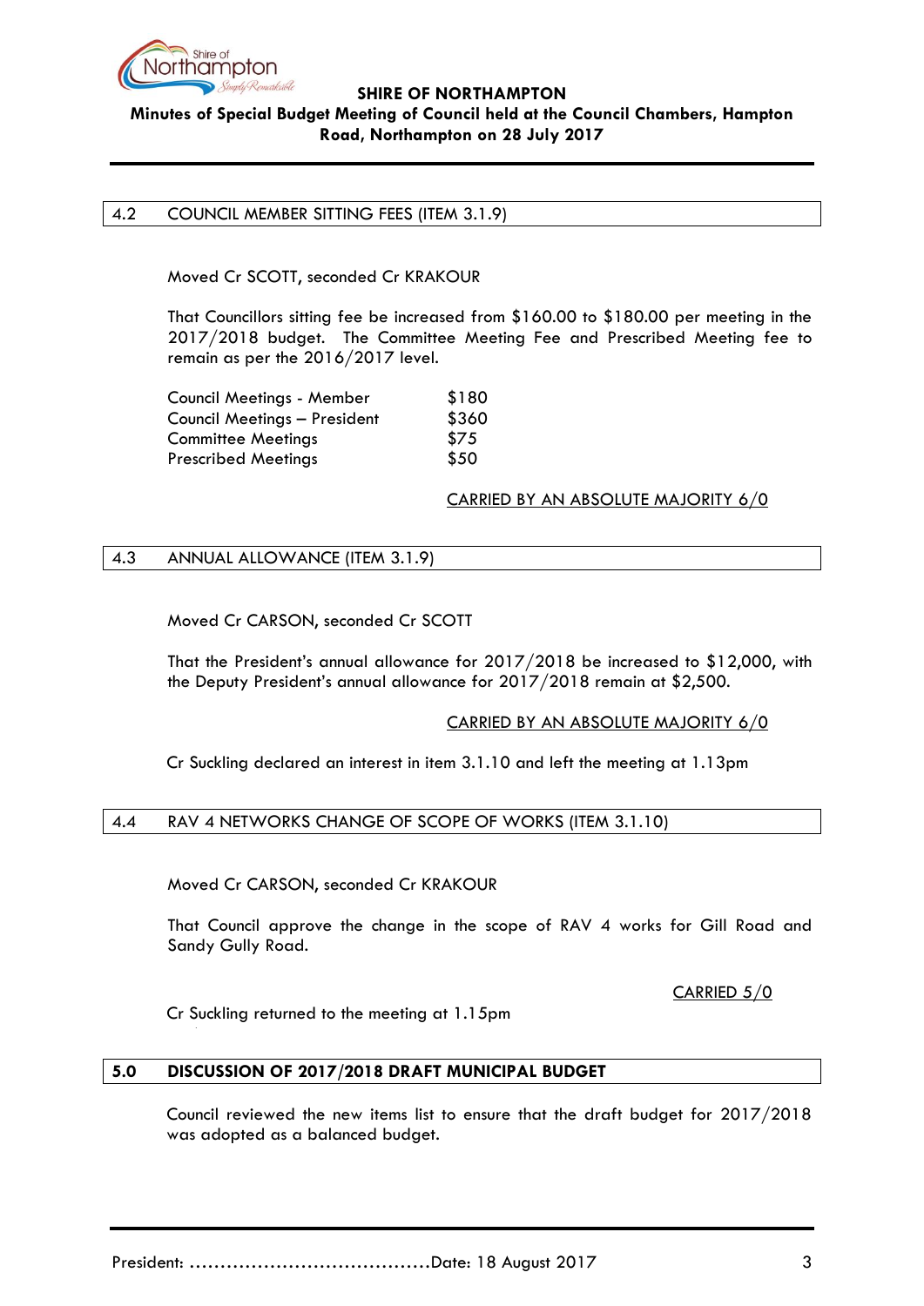## 4.2 COUNCIL MEMBER SITTING FEES (ITEM 3.1.9)

Moved Cr SCOTT, seconded Cr KRAKOUR

That Councillors sitting fee be increased from $160.00 to $180.00 per meeting in the 2017/2018 budget. The Committee Meeting Fee and Prescribed Meeting fee to remain as per the 2016/2017 level.

| | |
|---|---|
| Council Meetings - Member | $180 |
| Council Meetings – President | $360 |
| Committee Meetings | $75 |
| Prescribed Meetings | $50 |

CARRIED BY AN ABSOLUTE MAJORITY 6/0

## 4.3 ANNUAL ALLOWANCE (ITEM 3.1.9)

Moved Cr CARSON, seconded Cr SCOTT

That the President's annual allowance for 2017/2018 be increased to $12,000, with the Deputy President's annual allowance for 2017/2018 remain at $2,500.

CARRIED BY AN ABSOLUTE MAJORITY 6/0

Cr Suckling declared an interest in item 3.1.10 and left the meeting at 1.13pm

## 4.4 RAV 4 NETWORKS CHANGE OF SCOPE OF WORKS (ITEM 3.1.10)

Moved Cr CARSON, seconded Cr KRAKOUR

That Council approve the change in the scope of RAV 4 works for Gill Road and Sandy Gully Road.

CARRIED 5/0

Cr Suckling returned to the meeting at 1.15pm

## 5.0 DISCUSSION OF 2017/2018 DRAFT MUNICIPAL BUDGET

Council reviewed the new items list to ensure that the draft budget for 2017/2018 was adopted as a balanced budget.

President: ……………………………………Date: 18 August 2017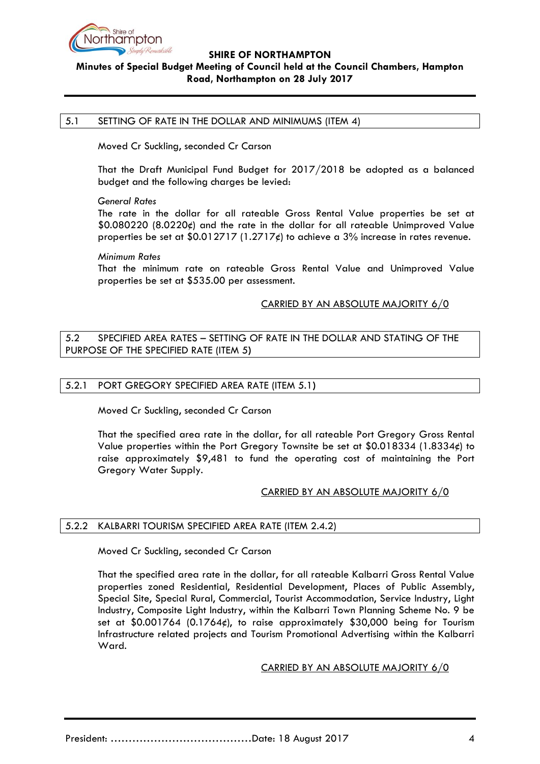## 5.1 SETTING OF RATE IN THE DOLLAR AND MINIMUMS (ITEM 4)

Moved Cr Suckling, seconded Cr Carson

That the Draft Municipal Fund Budget for 2017/2018 be adopted as a balanced budget and the following charges be levied:

*General Rates*
The rate in the dollar for all rateable Gross Rental Value properties be set at $0.080220 (8.0220¢) and the rate in the dollar for all rateable Unimproved Value properties be set at $0.012717 (1.2717¢) to achieve a 3% increase in rates revenue.

*Minimum Rates*
That the minimum rate on rateable Gross Rental Value and Unimproved Value properties be set at $535.00 per assessment.

CARRIED BY AN ABSOLUTE MAJORITY 6/0

## 5.2 SPECIFIED AREA RATES – SETTING OF RATE IN THE DOLLAR AND STATING OF THE PURPOSE OF THE SPECIFIED RATE (ITEM 5)

### 5.2.1 PORT GREGORY SPECIFIED AREA RATE (ITEM 5.1)

Moved Cr Suckling, seconded Cr Carson

That the specified area rate in the dollar, for all rateable Port Gregory Gross Rental Value properties within the Port Gregory Townsite be set at $0.018334 (1.8334¢) to raise approximately $9,481 to fund the operating cost of maintaining the Port Gregory Water Supply.

CARRIED BY AN ABSOLUTE MAJORITY 6/0

### 5.2.2 KALBARRI TOURISM SPECIFIED AREA RATE (ITEM 2.4.2)

Moved Cr Suckling, seconded Cr Carson

That the specified area rate in the dollar, for all rateable Kalbarri Gross Rental Value properties zoned Residential, Residential Development, Places of Public Assembly, Special Site, Special Rural, Commercial, Tourist Accommodation, Service Industry, Light Industry, Composite Light Industry, within the Kalbarri Town Planning Scheme No. 9 be set at $0.001764 (0.1764¢), to raise approximately $30,000 being for Tourism Infrastructure related projects and Tourism Promotional Advertising within the Kalbarri Ward.

CARRIED BY AN ABSOLUTE MAJORITY 6/0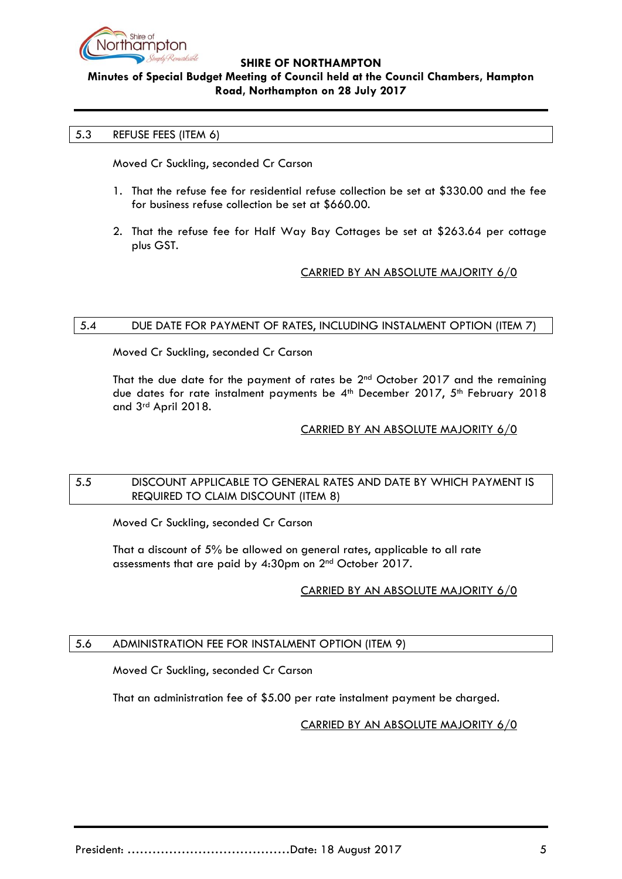## 5.3 REFUSE FEES (ITEM 6)

Moved Cr Suckling, seconded Cr Carson

1. That the refuse fee for residential refuse collection be set at $330.00 and the fee for business refuse collection be set at $660.00.

2. That the refuse fee for Half Way Bay Cottages be set at $263.64 per cottage plus GST.

CARRIED BY AN ABSOLUTE MAJORITY 6/0

## 5.4 DUE DATE FOR PAYMENT OF RATES, INCLUDING INSTALMENT OPTION (ITEM 7)

Moved Cr Suckling, seconded Cr Carson

That the due date for the payment of rates be 2nd October 2017 and the remaining due dates for rate instalment payments be 4th December 2017, 5th February 2018 and 3rd April 2018.

CARRIED BY AN ABSOLUTE MAJORITY 6/0

## 5.5 DISCOUNT APPLICABLE TO GENERAL RATES AND DATE BY WHICH PAYMENT IS REQUIRED TO CLAIM DISCOUNT (ITEM 8)

Moved Cr Suckling, seconded Cr Carson

That a discount of 5% be allowed on general rates, applicable to all rate assessments that are paid by 4:30pm on 2nd October 2017.

CARRIED BY AN ABSOLUTE MAJORITY 6/0

## 5.6 ADMINISTRATION FEE FOR INSTALMENT OPTION (ITEM 9)

Moved Cr Suckling, seconded Cr Carson

That an administration fee of $5.00 per rate instalment payment be charged.

CARRIED BY AN ABSOLUTE MAJORITY 6/0

President: …………………………………Date: 18 August 2017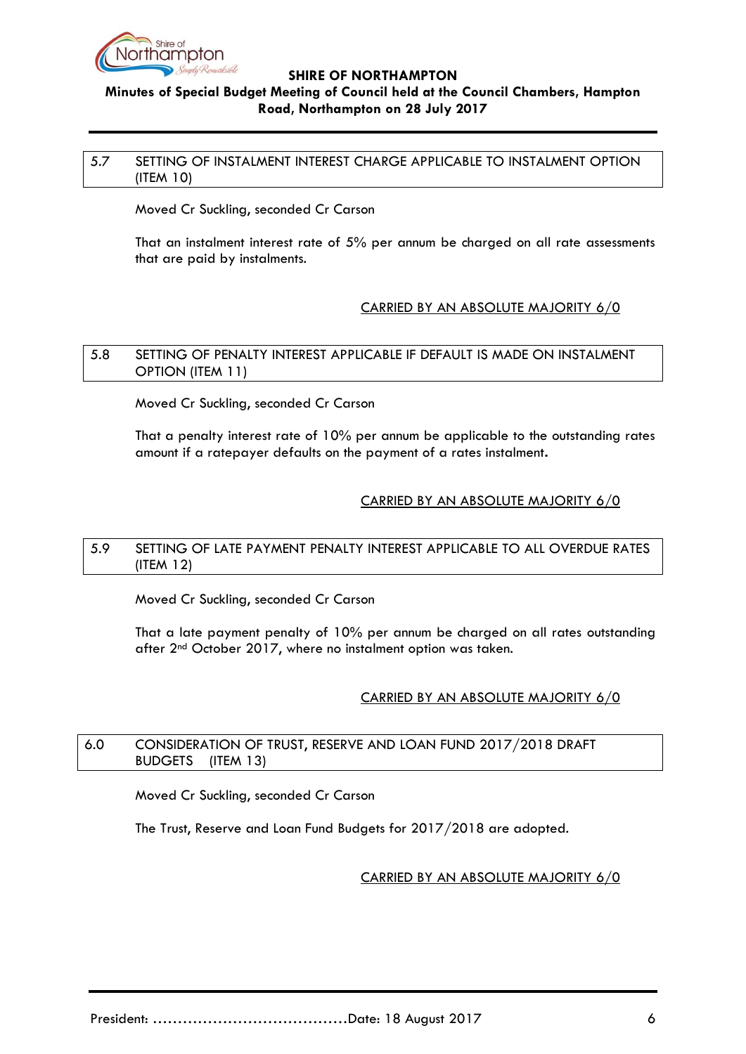## 5.7 SETTING OF INSTALMENT INTEREST CHARGE APPLICABLE TO INSTALMENT OPTION (ITEM 10)

Moved Cr Suckling, seconded Cr Carson

That an instalment interest rate of 5% per annum be charged on all rate assessments that are paid by instalments.

<u>CARRIED BY AN ABSOLUTE MAJORITY 6/0</u>

## 5.8 SETTING OF PENALTY INTEREST APPLICABLE IF DEFAULT IS MADE ON INSTALMENT OPTION (ITEM 11)

Moved Cr Suckling, seconded Cr Carson

That a penalty interest rate of 10% per annum be applicable to the outstanding rates amount if a ratepayer defaults on the payment of a rates instalment.

<u>CARRIED BY AN ABSOLUTE MAJORITY 6/0</u>

## 5.9 SETTING OF LATE PAYMENT PENALTY INTEREST APPLICABLE TO ALL OVERDUE RATES (ITEM 12)

Moved Cr Suckling, seconded Cr Carson

That a late payment penalty of 10% per annum be charged on all rates outstanding after 2nd October 2017, where no instalment option was taken.

<u>CARRIED BY AN ABSOLUTE MAJORITY 6/0</u>

## 6.0 CONSIDERATION OF TRUST, RESERVE AND LOAN FUND 2017/2018 DRAFT BUDGETS (ITEM 13)

Moved Cr Suckling, seconded Cr Carson

The Trust, Reserve and Loan Fund Budgets for 2017/2018 are adopted.

<u>CARRIED BY AN ABSOLUTE MAJORITY 6/0</u>

President: ......................................Date: 18 August 2017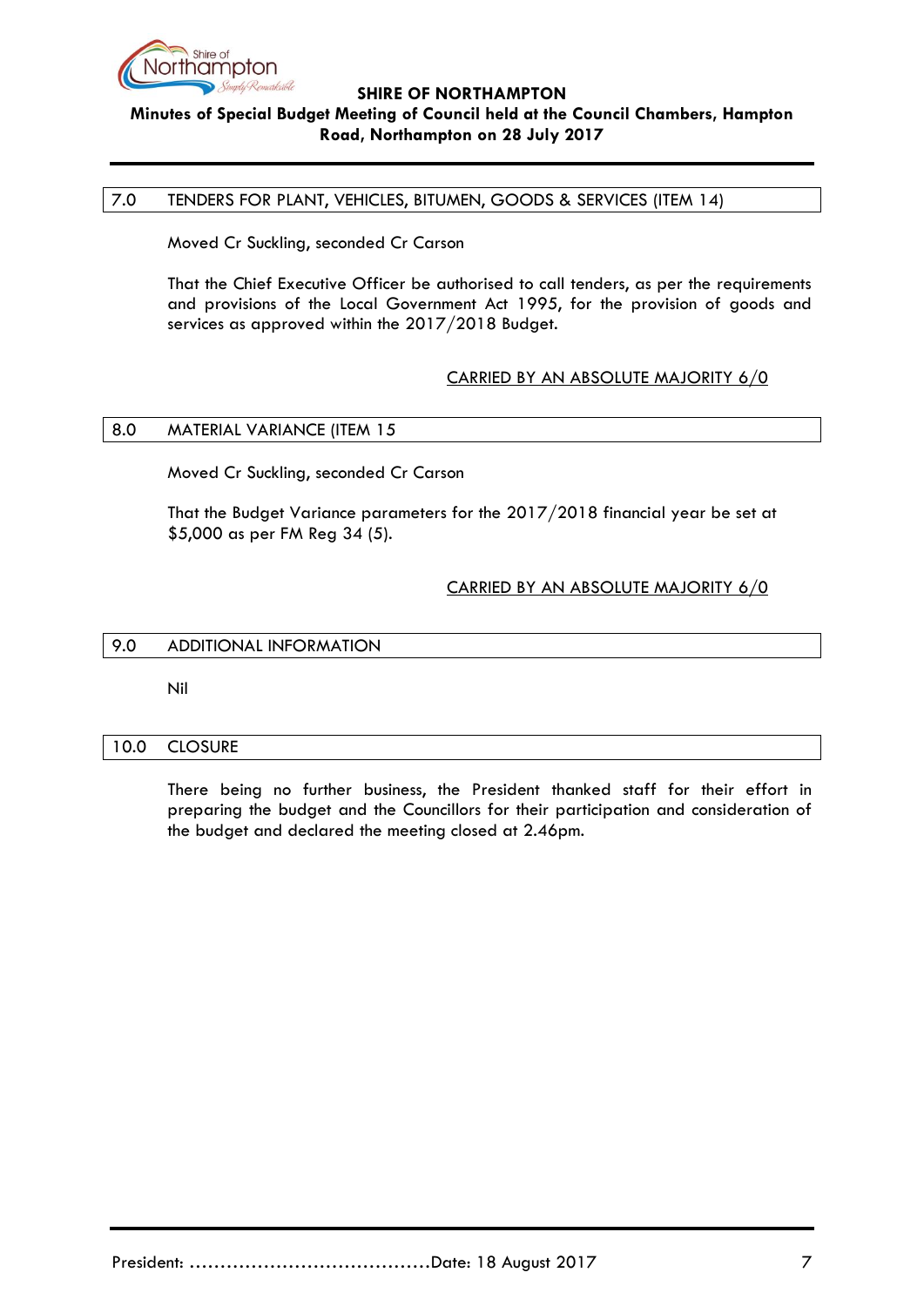## 7.0 TENDERS FOR PLANT, VEHICLES, BITUMEN, GOODS & SERVICES (ITEM 14)

Moved Cr Suckling, seconded Cr Carson

That the Chief Executive Officer be authorised to call tenders, as per the requirements and provisions of the Local Government Act 1995, for the provision of goods and services as approved within the 2017/2018 Budget.

CARRIED BY AN ABSOLUTE MAJORITY 6/0

## 8.0 MATERIAL VARIANCE (ITEM 15

Moved Cr Suckling, seconded Cr Carson

That the Budget Variance parameters for the 2017/2018 financial year be set at $5,000 as per FM Reg 34 (5).

CARRIED BY AN ABSOLUTE MAJORITY 6/0

## 9.0 ADDITIONAL INFORMATION

Nil

## 10.0 CLOSURE

There being no further business, the President thanked staff for their effort in preparing the budget and the Councillors for their participation and consideration of the budget and declared the meeting closed at 2.46pm.

President: ........................................Date: 18 August 2017